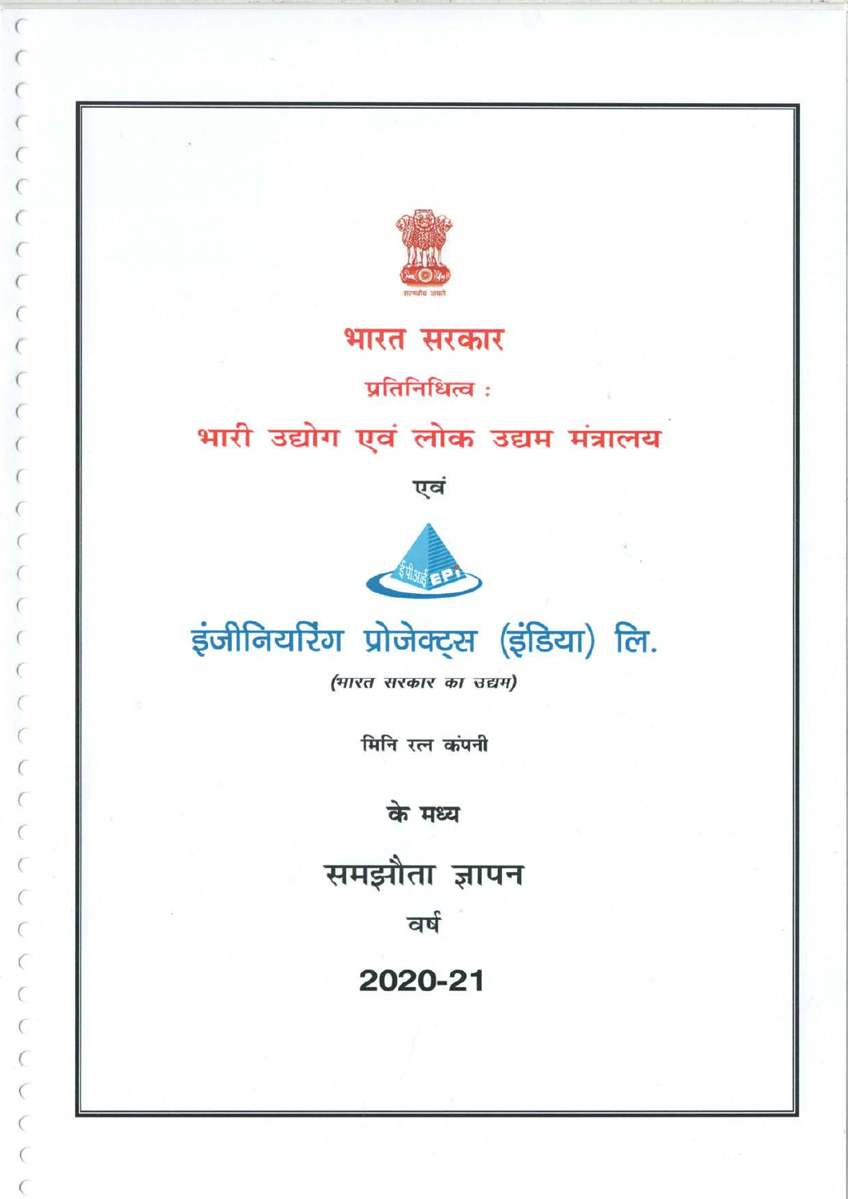सत्यमेव जयते

# भारत सरकार

प्रतिनिधित्व :

## भारी उद्योग एवं लोक उद्यम मंत्रालय

एवं

ईपीआई EPI

# इंजीनियरिंग प्रोजेक्ट्स (इंडिया) लि.

*(भारत सरकार का उद्यम)*

मिनि रत्न कंपनी

के मध्य

# समझौता ज्ञापन

वर्ष

# 2020-21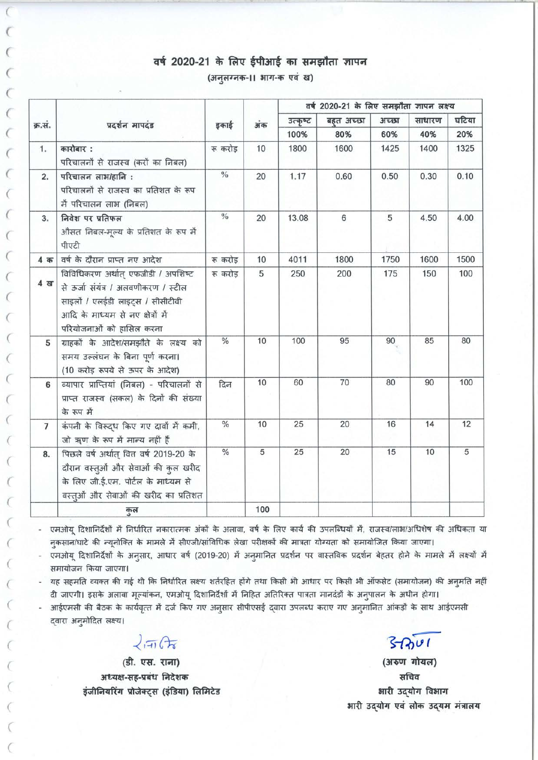# वर्ष 2020-21 के लिए ईपीआई का समझौता ज्ञापन

(अनुलग्नक-।। भाग-क एवं ख)

| क्र.सं. | प्रदर्शन मापदंड | इकाई | अंक | वर्ष 2020-21 के लिए समझौता ज्ञापन लक्ष्य | | | | |
|---|---|---|---|---|---|---|---|---|
| | | | | उत्कृष्ट | बहुत अच्छा | अच्छा | साधारण | घटिया |
| | | | | 100% | 80% | 60% | 40% | 20% |
| 1. | **कारोबार :** परिचालनों से राजस्व (करों का निबल) | रू करोड़ | 10 | 1800 | 1600 | 1425 | 1400 | 1325 |
| 2. | **परिचालन लाभ/हानि :** परिचालनों से राजस्व का प्रतिशत के रूप में परिचालन लाभ (निबल) | % | 20 | 1.17 | 0.60 | 0.50 | 0.30 | 0.10 |
| 3. | **निवेश पर प्रतिफल** औसत निबल-मूल्य के प्रतिशत के रूप में पीएटी | % | 20 | 13.08 | 6 | 5 | 4.50 | 4.00 |
| 4 क | वर्ष के दौरान प्राप्त नए आदेश | रू करोड़ | 10 | 4011 | 1800 | 1750 | 1600 | 1500 |
| 4 ख | विविधिकरण अर्थात् एफजीडी / अपशिष्ट से ऊर्जा संयंत्र / अलवणीकरण / स्टील साइलो / एलईडी लाइट्स / सीसीटीवी आदि के माध्यम से नए क्षेत्रों में परियोजनाओं को हासिल करना | रू करोड़ | 5 | 250 | 200 | 175 | 150 | 100 |
| 5 | ग्राहकों के आदेश/समझौते के लक्ष्य को समय उल्लंघन के बिना पूर्ण करना। (10 करोड़ रूपये से ऊपर के आदेश) | % | 10 | 100 | 95 | 90 | 85 | 80 |
| 6 | व्यापार प्राप्तियां (निबल) - परिचालनों से प्राप्त राजस्व (सकल) के दिनों की संख्या के रूप में | दिन | 10 | 60 | 70 | 80 | 90 | 100 |
| 7 | कंपनी के विरूद्ध किए गए दावों में कमी, जो ऋण के रूप में मान्य नहीं हैं | % | 10 | 25 | 20 | 16 | 14 | 12 |
| 8. | पिछले वर्ष अर्थात् वित्त वर्ष 2019-20 के दौरान वस्तुओं और सेवाओं की कुल खरीद के लिए जी.ई.एम. पोर्टल के माध्यम से वस्तुओं और सेवाओं की खरीद का प्रतिशत | % | 5 | 25 | 20 | 15 | 10 | 5 |
| | कुल | | 100 | | | | | |

- एमओयू दिशानिर्देशों में निर्धारित नकारात्मक अंकों के अलावा, वर्ष के लिए कार्य की उपलब्धियों में, राजस्व/लाभ/अधिशेष की अधिकता या नुकसान/घाटे की न्यूनोक्ति के मामले में सीएजी/सांविधिक लेखा परीक्षकों की मात्रता योग्यता को समायोजित किया जाएगा।
- एमओयू दिशानिर्देशों के अनुसार, आधार वर्ष (2019-20) में अनुमानित प्रदर्शन पर वास्तविक प्रदर्शन बेहतर होने के मामले में लक्ष्यों में समायोजन किया जाएगा।
- यह सहमति व्यक्त की गई थी कि निर्धारित लक्ष्य शर्तरहित होंगे तथा किसी भी आधार पर किसी भी ऑफसेट (समायोजन) की अनुमति नहीं दी जाएगी। इसके अलावा मूल्यांकन, एमओयू दिशानिर्देशों में निहित अतिरिक्त पात्रता मानदंडों के अनुपालन के अधीन होगा।
- आईएमसी की बैठक के कार्यवृत्त में दर्ज किए गए अनुसार सीपीएसई द्वारा उपलब्ध कराए गए अनुमानित आंकड़ों के साथ आईएमसी द्वारा अनुमोदित लक्ष्य।

(डी. एस. राना)
अध्यक्ष-सह-प्रबंध निदेशक
इंजीनियरिंग प्रोजेक्ट्स (इंडिया) लिमिटेड

(अरुण गोयल)
सचिव
भारी उद्योग विभाग
भारी उद्योग एवं लोक उद्यम मंत्रालय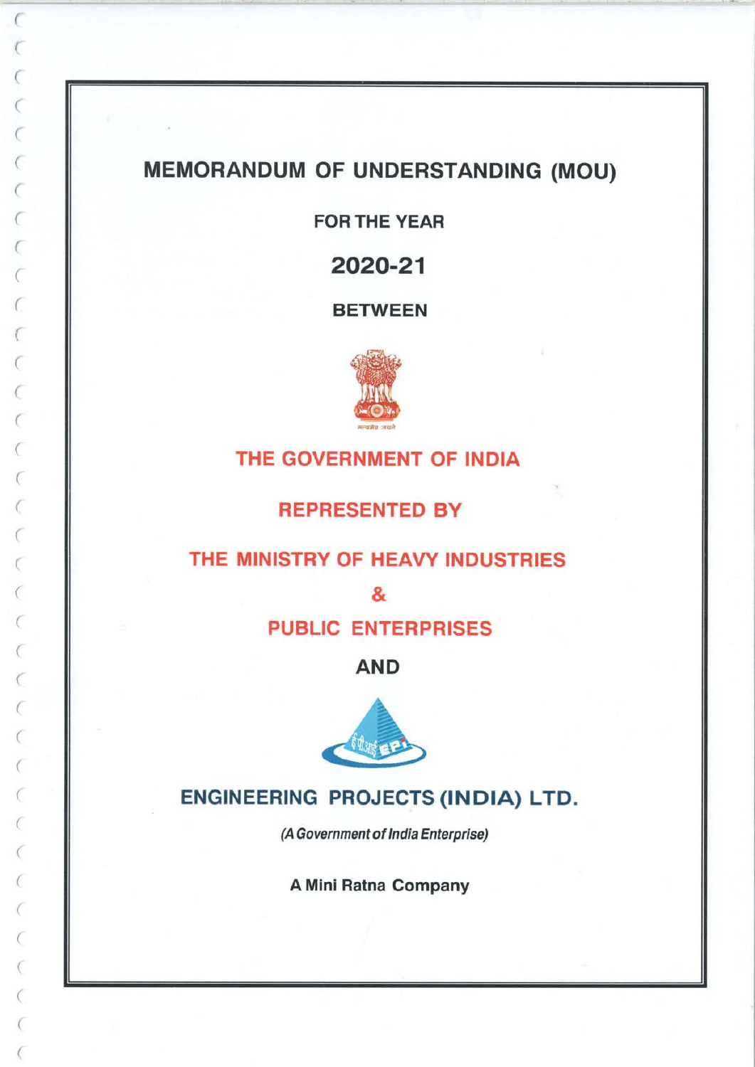# MEMORANDUM OF UNDERSTANDING (MOU)

**FOR THE YEAR**

## 2020-21

**BETWEEN**

## THE GOVERNMENT OF INDIA

## REPRESENTED BY

## THE MINISTRY OF HEAVY INDUSTRIES

## &

## PUBLIC ENTERPRISES

**AND**

## ENGINEERING PROJECTS (INDIA) LTD.

*(A Government of India Enterprise)*

**A Mini Ratna Company**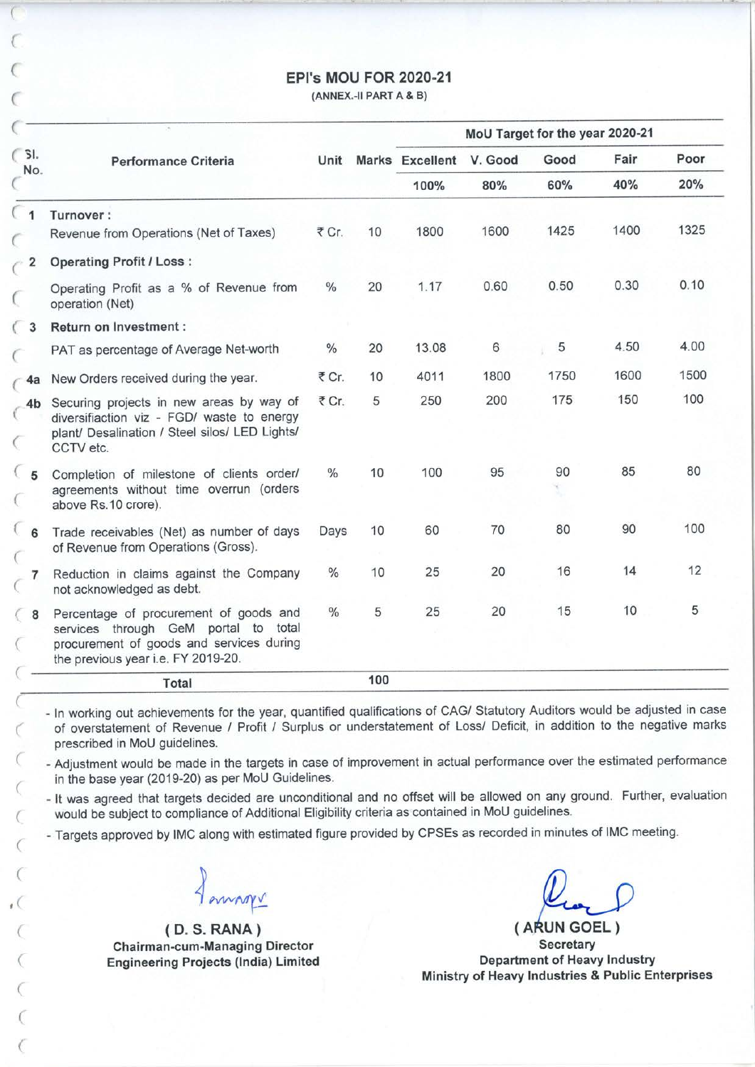## EPI's MOU FOR 2020-21

(ANNEX.-II PART A & B)

| Sl. No. | Performance Criteria | Unit | Marks | MoU Target for the year 2020-21 | | | | |
|---|---|---|---|---|---|---|---|---|
| | | | | Excellent | V. Good | Good | Fair | Poor |
| | | | | 100% | 80% | 60% | 40% | 20% |
| 1 | **Turnover :** Revenue from Operations (Net of Taxes) | ₹ Cr. | 10 | 1800 | 1600 | 1425 | 1400 | 1325 |
| 2 | **Operating Profit / Loss :** Operating Profit as a % of Revenue from operation (Net) | % | 20 | 1.17 | 0.60 | 0.50 | 0.30 | 0.10 |
| 3 | **Return on Investment :** PAT as percentage of Average Net-worth | % | 20 | 13.08 | 6 | 5 | 4.50 | 4.00 |
| 4a | New Orders received during the year. | ₹ Cr. | 10 | 4011 | 1800 | 1750 | 1600 | 1500 |
| 4b | Securing projects in new areas by way of diversifiaction viz - FGD/ waste to energy plant/ Desalination / Steel silos/ LED Lights/ CCTV etc. | ₹ Cr. | 5 | 250 | 200 | 175 | 150 | 100 |
| 5 | Completion of milestone of clients order/ agreements without time overrun (orders above Rs.10 crore). | % | 10 | 100 | 95 | 90 | 85 | 80 |
| 6 | Trade receivables (Net) as number of days of Revenue from Operations (Gross). | Days | 10 | 60 | 70 | 80 | 90 | 100 |
| 7 | Reduction in claims against the Company not acknowledged as debt. | % | 10 | 25 | 20 | 16 | 14 | 12 |
| 8 | Percentage of procurement of goods and services through GeM portal to total procurement of goods and services during the previous year i.e. FY 2019-20. | % | 5 | 25 | 20 | 15 | 10 | 5 |
| | **Total** | | 100 | | | | | |

- In working out achievements for the year, quantified qualifications of CAG/ Statutory Auditors would be adjusted in case of overstatement of Revenue / Profit / Surplus or understatement of Loss/ Deficit, in addition to the negative marks prescribed in MoU guidelines.
- Adjustment would be made in the targets in case of improvement in actual performance over the estimated performance in the base year (2019-20) as per MoU Guidelines.
- It was agreed that targets decided are unconditional and no offset will be allowed on any ground. Further, evaluation would be subject to compliance of Additional Eligibility criteria as contained in MoU guidelines.
- Targets approved by IMC along with estimated figure provided by CPSEs as recorded in minutes of IMC meeting.

**( D. S. RANA )**
**Chairman-cum-Managing Director**
**Engineering Projects (India) Limited**

**( ARUN GOEL )**
**Secretary**
**Department of Heavy Industry**
**Ministry of Heavy Industries & Public Enterprises**